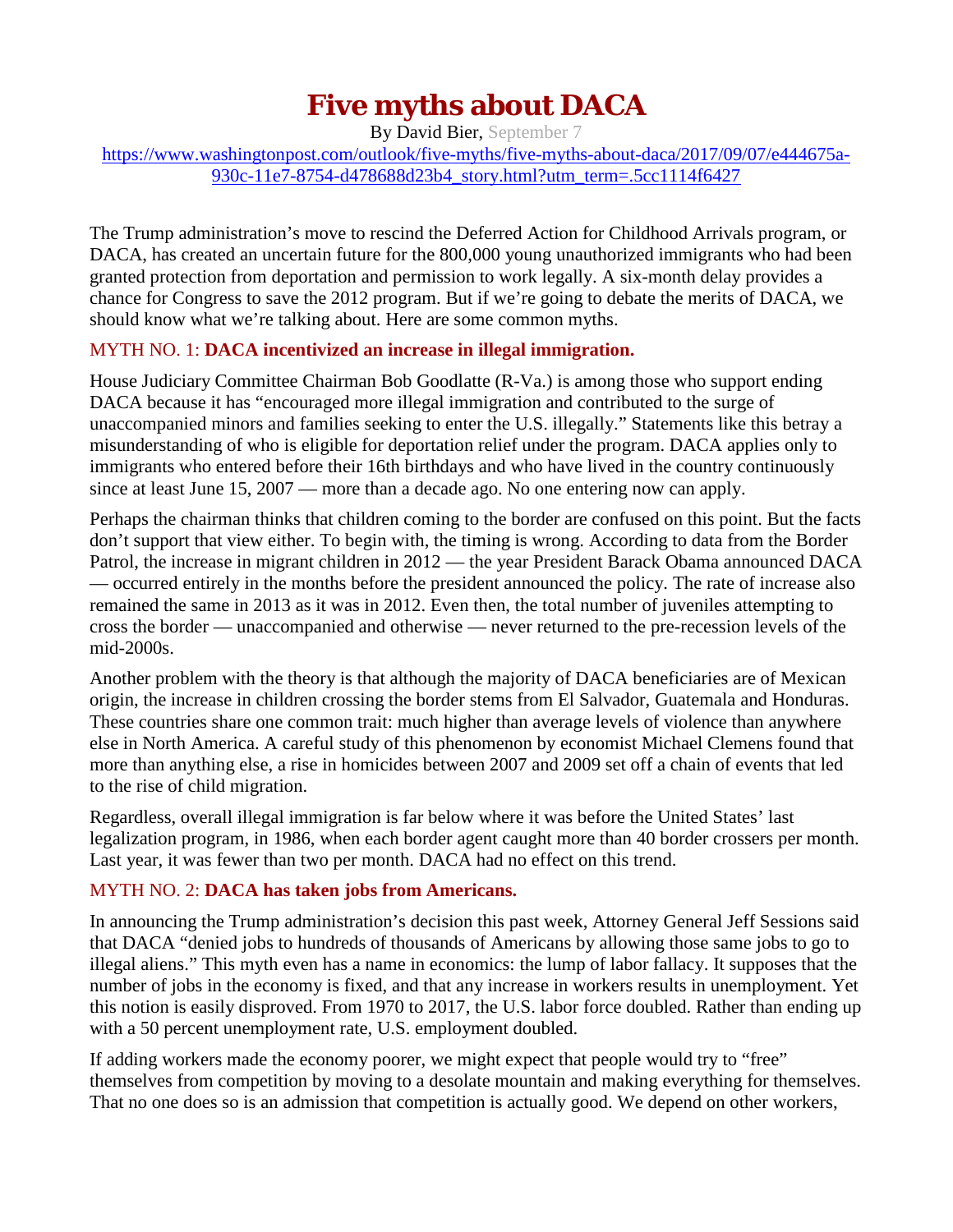# Five myths about DACA

By David Bier, September 7

https://www.washingtonpost.com/outlook/five-myths/five-myths-about-daca/2017/09/07/e444675a-930c-11e7-8754-d478688d23b4_story.html?utm_term=.5cc1114f6427

The Trump administration's move to rescind the Deferred Action for Childhood Arrivals program, or DACA, has created an uncertain future for the 800,000 young unauthorized immigrants who had been granted protection from deportation and permission to work legally. A six-month delay provides a chance for Congress to save the 2012 program. But if we're going to debate the merits of DACA, we should know what we're talking about. Here are some common myths.

### MYTH NO. 1: **DACA incentivized an increase in illegal immigration.**

House Judiciary Committee Chairman Bob Goodlatte (R-Va.) is among those who support ending DACA because it has "encouraged more illegal immigration and contributed to the surge of unaccompanied minors and families seeking to enter the U.S. illegally." Statements like this betray a misunderstanding of who is eligible for deportation relief under the program. DACA applies only to immigrants who entered before their 16th birthdays and who have lived in the country continuously since at least June 15, 2007 — more than a decade ago. No one entering now can apply.

Perhaps the chairman thinks that children coming to the border are confused on this point. But the facts don't support that view either. To begin with, the timing is wrong. According to data from the Border Patrol, the increase in migrant children in 2012 — the year President Barack Obama announced DACA — occurred entirely in the months before the president announced the policy. The rate of increase also remained the same in 2013 as it was in 2012. Even then, the total number of juveniles attempting to cross the border — unaccompanied and otherwise — never returned to the pre-recession levels of the mid-2000s.

Another problem with the theory is that although the majority of DACA beneficiaries are of Mexican origin, the increase in children crossing the border stems from El Salvador, Guatemala and Honduras. These countries share one common trait: much higher than average levels of violence than anywhere else in North America. A careful study of this phenomenon by economist Michael Clemens found that more than anything else, a rise in homicides between 2007 and 2009 set off a chain of events that led to the rise of child migration.

Regardless, overall illegal immigration is far below where it was before the United States' last legalization program, in 1986, when each border agent caught more than 40 border crossers per month. Last year, it was fewer than two per month. DACA had no effect on this trend.

### MYTH NO. 2: **DACA has taken jobs from Americans.**

In announcing the Trump administration's decision this past week, Attorney General Jeff Sessions said that DACA "denied jobs to hundreds of thousands of Americans by allowing those same jobs to go to illegal aliens." This myth even has a name in economics: the lump of labor fallacy. It supposes that the number of jobs in the economy is fixed, and that any increase in workers results in unemployment. Yet this notion is easily disproved. From 1970 to 2017, the U.S. labor force doubled. Rather than ending up with a 50 percent unemployment rate, U.S. employment doubled.

If adding workers made the economy poorer, we might expect that people would try to "free" themselves from competition by moving to a desolate mountain and making everything for themselves. That no one does so is an admission that competition is actually good. We depend on other workers,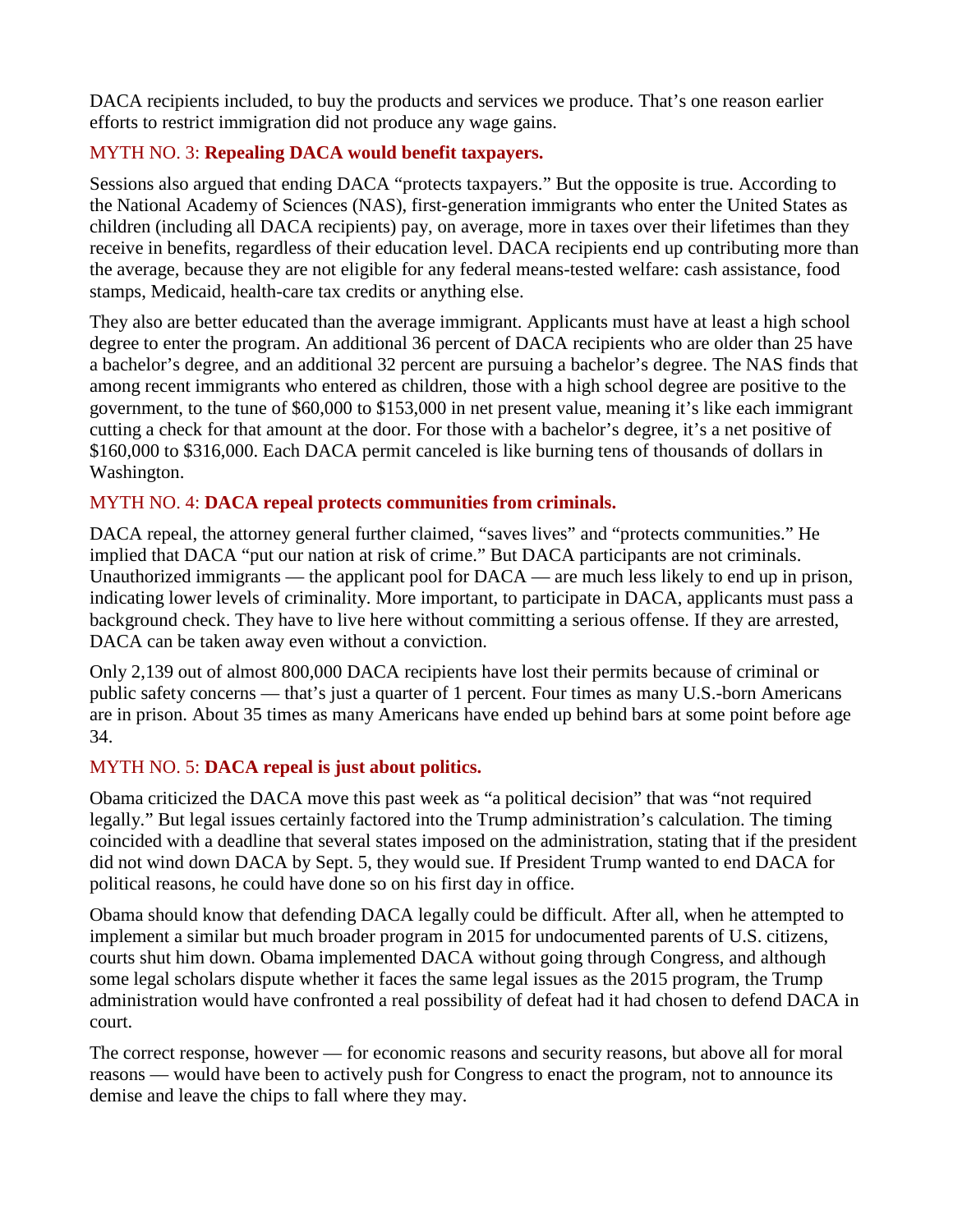DACA recipients included, to buy the products and services we produce. That's one reason earlier efforts to restrict immigration did not produce any wage gains.

### MYTH NO. 3: **Repealing DACA would benefit taxpayers.**

Sessions also argued that ending DACA "protects taxpayers." But the opposite is true. According to the National Academy of Sciences (NAS), first-generation immigrants who enter the United States as children (including all DACA recipients) pay, on average, more in taxes over their lifetimes than they receive in benefits, regardless of their education level. DACA recipients end up contributing more than the average, because they are not eligible for any federal means-tested welfare: cash assistance, food stamps, Medicaid, health-care tax credits or anything else.

They also are better educated than the average immigrant. Applicants must have at least a high school degree to enter the program. An additional 36 percent of DACA recipients who are older than 25 have a bachelor's degree, and an additional 32 percent are pursuing a bachelor's degree. The NAS finds that among recent immigrants who entered as children, those with a high school degree are positive to the government, to the tune of $60,000 to $153,000 in net present value, meaning it's like each immigrant cutting a check for that amount at the door. For those with a bachelor's degree, it's a net positive of $160,000 to $316,000. Each DACA permit canceled is like burning tens of thousands of dollars in Washington.

### MYTH NO. 4: **DACA repeal protects communities from criminals.**

DACA repeal, the attorney general further claimed, "saves lives" and "protects communities." He implied that DACA "put our nation at risk of crime." But DACA participants are not criminals. Unauthorized immigrants — the applicant pool for DACA — are much less likely to end up in prison, indicating lower levels of criminality. More important, to participate in DACA, applicants must pass a background check. They have to live here without committing a serious offense. If they are arrested, DACA can be taken away even without a conviction.

Only 2,139 out of almost 800,000 DACA recipients have lost their permits because of criminal or public safety concerns — that's just a quarter of 1 percent. Four times as many U.S.-born Americans are in prison. About 35 times as many Americans have ended up behind bars at some point before age 34.

### MYTH NO. 5: **DACA repeal is just about politics.**

Obama criticized the DACA move this past week as "a political decision" that was "not required legally." But legal issues certainly factored into the Trump administration's calculation. The timing coincided with a deadline that several states imposed on the administration, stating that if the president did not wind down DACA by Sept. 5, they would sue. If President Trump wanted to end DACA for political reasons, he could have done so on his first day in office.

Obama should know that defending DACA legally could be difficult. After all, when he attempted to implement a similar but much broader program in 2015 for undocumented parents of U.S. citizens, courts shut him down. Obama implemented DACA without going through Congress, and although some legal scholars dispute whether it faces the same legal issues as the 2015 program, the Trump administration would have confronted a real possibility of defeat had it had chosen to defend DACA in court.

The correct response, however — for economic reasons and security reasons, but above all for moral reasons — would have been to actively push for Congress to enact the program, not to announce its demise and leave the chips to fall where they may.